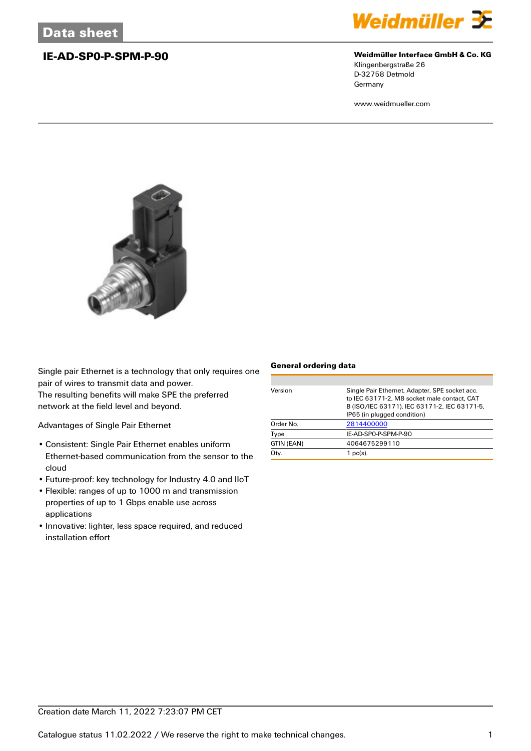# Data sheet

## IE-AD-SP0-P-SPM-P-90

**Weidmüller Interface GmbH & Co. KG**
Klingenbergstraße 26
D-32758 Detmold
Germany

www.weidmueller.com

Single pair Ethernet is a technology that only requires one pair of wires to transmit data and power.
The resulting benefits will make SPE the preferred network at the field level and beyond.

Advantages of Single Pair Ethernet

- Consistent: Single Pair Ethernet enables uniform Ethernet-based communication from the sensor to the cloud
- Future-proof: key technology for Industry 4.0 and IIoT
- Flexible: ranges of up to 1000 m and transmission properties of up to 1 Gbps enable use across applications
- Innovative: lighter, less space required, and reduced installation effort

### General ordering data

| | |
|---|---|
| Version | Single Pair Ethernet, Adapter, SPE socket acc. to IEC 63171-2, M8 socket male contact, CAT B (ISO/IEC 63171), IEC 63171-2, IEC 63171-5, IP65 (in plugged condition) |
| Order No. | 2814400000 |
| Type | IE-AD-SP0-P-SPM-P-90 |
| GTIN (EAN) | 4064675299110 |
| Qty. | 1 pc(s). |

Creation date March 11, 2022 7:23:07 PM CET

Catalogue status 11.02.2022 / We reserve the right to make technical changes.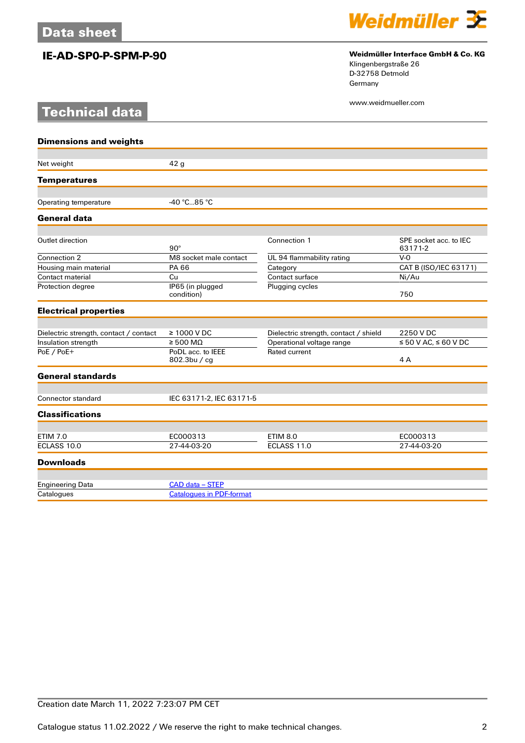# Data sheet

## IE-AD-SP0-P-SPM-P-90

**Weidmüller Interface GmbH & Co. KG**
Klingenbergstraße 26
D-32758 Detmold
Germany

www.weidmueller.com

# Technical data

### Dimensions and weights

| | |
|---|---|
| Net weight | 42 g |

### Temperatures

| | |
|---|---|
| Operating temperature | -40 °C...85 °C |

### General data

| | | | |
|---|---|---|---|
| Outlet direction | 90° | Connection 1 | SPE socket acc. to IEC 63171-2 |
| Connection 2 | M8 socket male contact | UL 94 flammability rating | V-0 |
| Housing main material | PA 66 | Category | CAT B (ISO/IEC 63171) |
| Contact material | Cu | Contact surface | Ni/Au |
| Protection degree | IP65 (in plugged condition) | Plugging cycles | 750 |

### Electrical properties

| | | | |
|---|---|---|---|
| Dielectric strength, contact / contact | ≥ 1000 V DC | Dielectric strength, contact / shield | 2250 V DC |
| Insulation strength | ≥ 500 MΩ | Operational voltage range | ≤ 50 V AC, ≤ 60 V DC |
| PoE / PoE+ | PoDL acc. to IEEE 802.3bu / cg | Rated current | 4 A |

### General standards

| | |
|---|---|
| Connector standard | IEC 63171-2, IEC 63171-5 |

### Classifications

| | | | |
|---|---|---|---|
| ETIM 7.0 | EC000313 | ETIM 8.0 | EC000313 |
| ECLASS 10.0 | 27-44-03-20 | ECLASS 11.0 | 27-44-03-20 |

### Downloads

| | |
|---|---|
| Engineering Data | CAD data – STEP |
| Catalogues | Catalogues in PDF-format |

Creation date March 11, 2022 7:23:07 PM CET

Catalogue status 11.02.2022 / We reserve the right to make technical changes.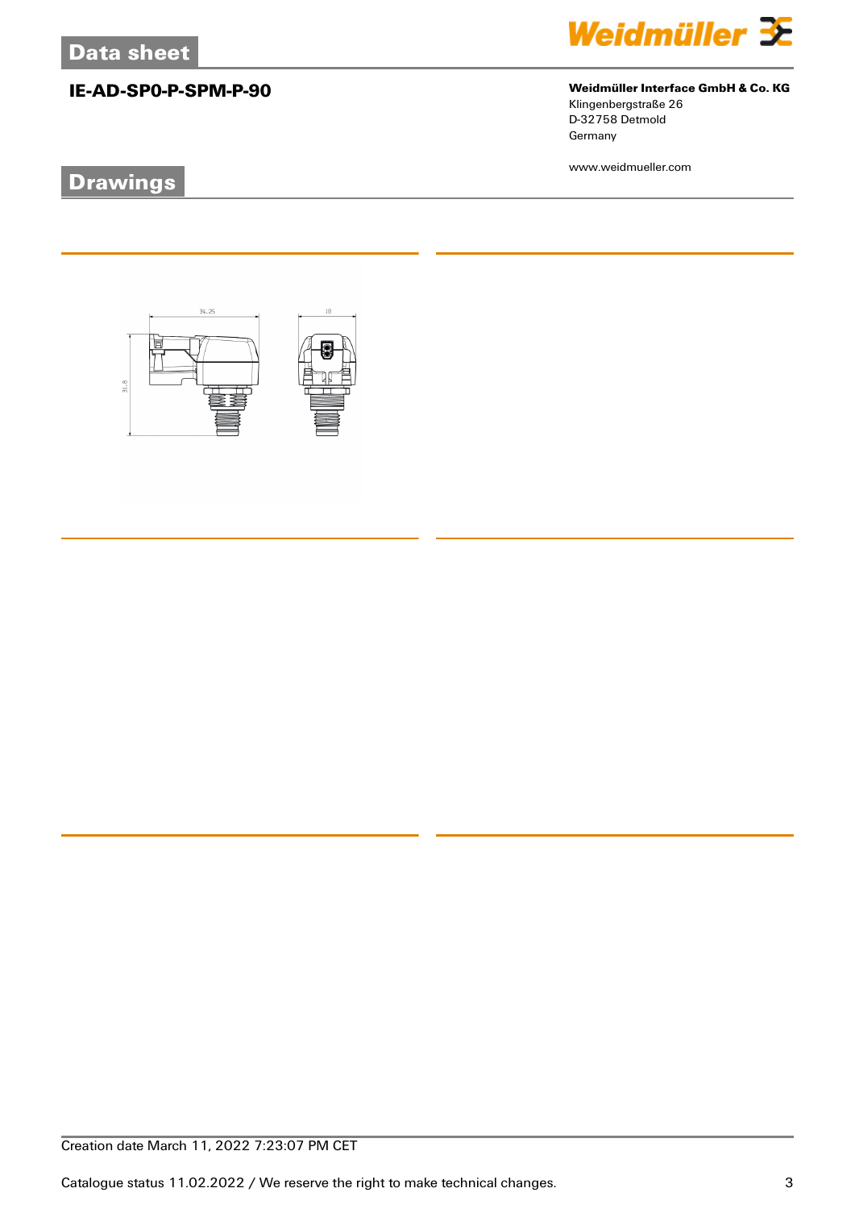# IE-AD-SP0-P-SPM-P-90

**Weidmüller Interface GmbH & Co. KG**
Klingenbergstraße 26
D-32758 Detmold
Germany

www.weidmueller.com

## Drawings

34.25

18

31.8

Creation date March 11, 2022 7:23:07 PM CET

Catalogue status 11.02.2022 / We reserve the right to make technical changes.